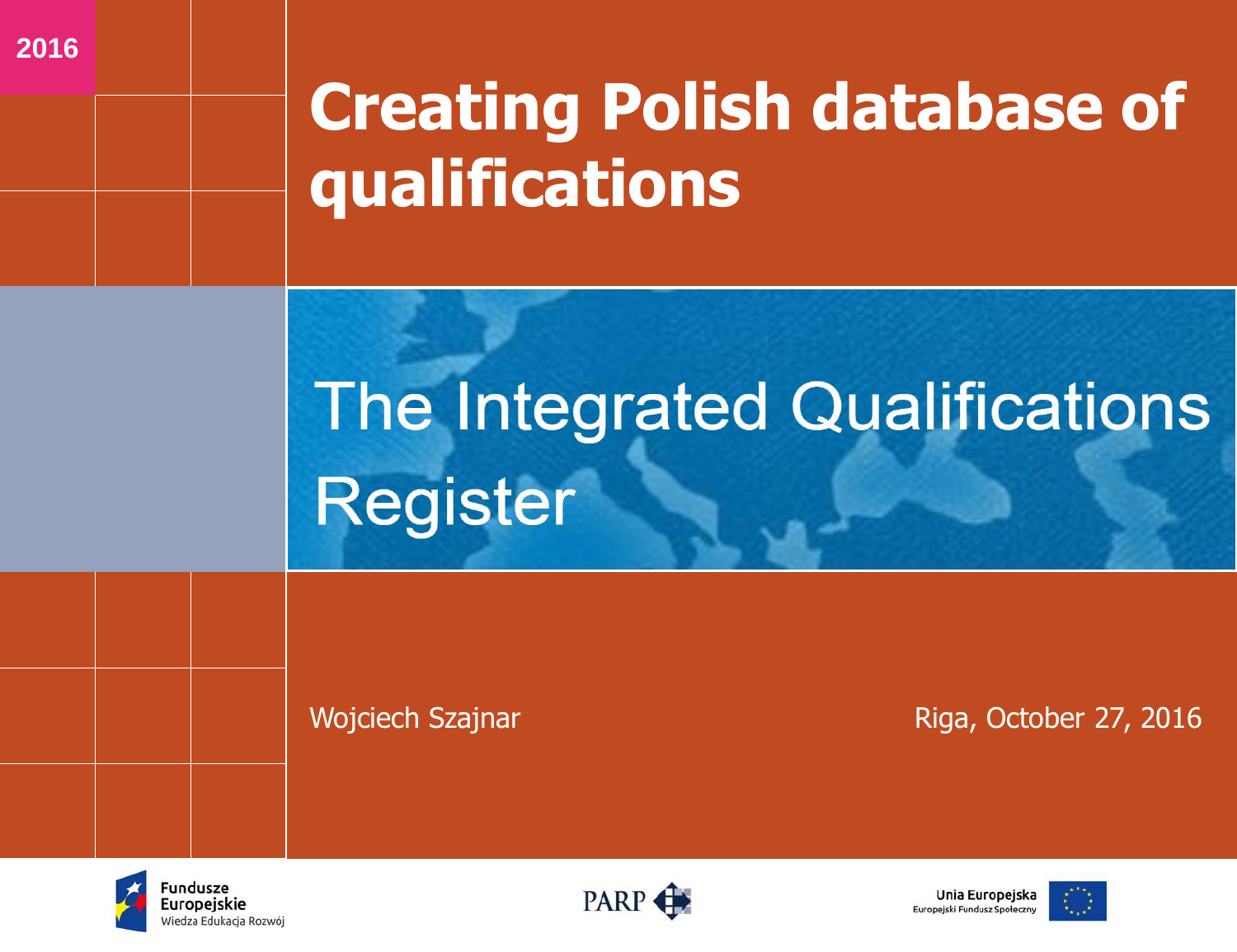2016

# Creating Polish database of qualifications

## The Integrated Qualifications Register

Wojciech Szajnar

Riga, October 27, 2016

Fundusze Europejskie
Wiedza Edukacja Rozwój

PARP

Unia Europejska
Europejski Fundusz Społeczny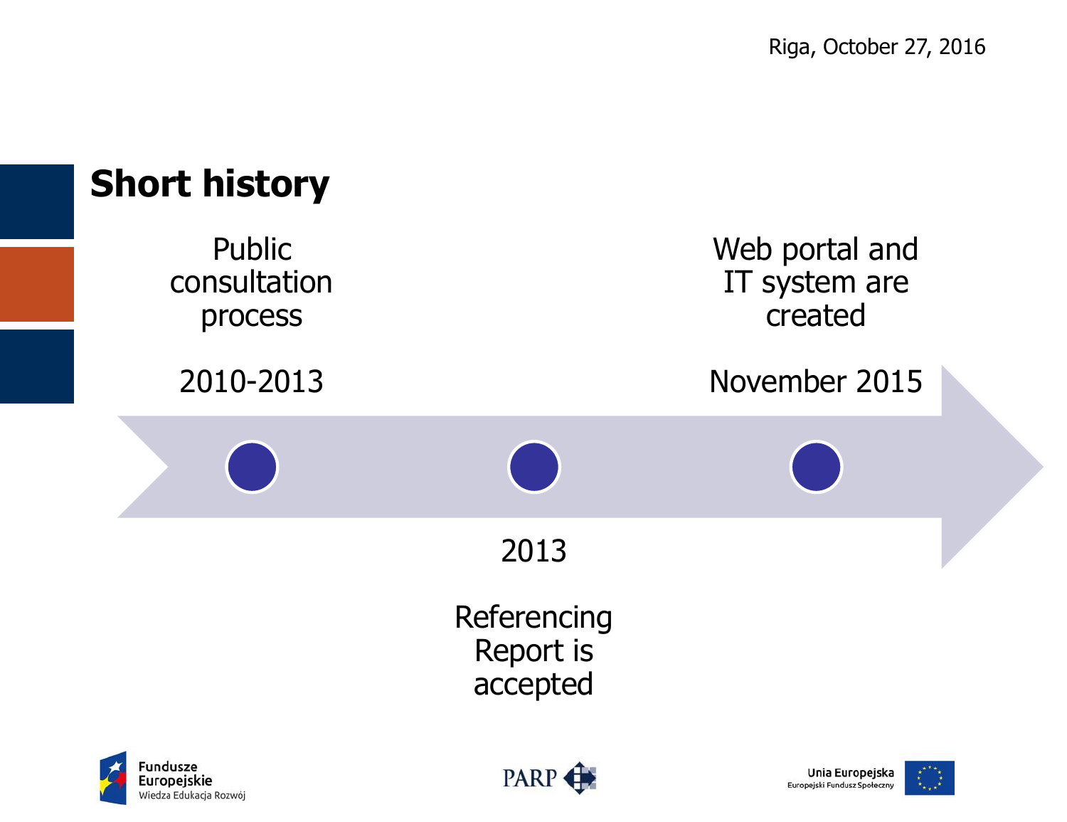Riga, October 27, 2016

# Short history

- Public consultation process — 2010-2013
- 2013 — Referencing Report is accepted
- Web portal and IT system are created — November 2015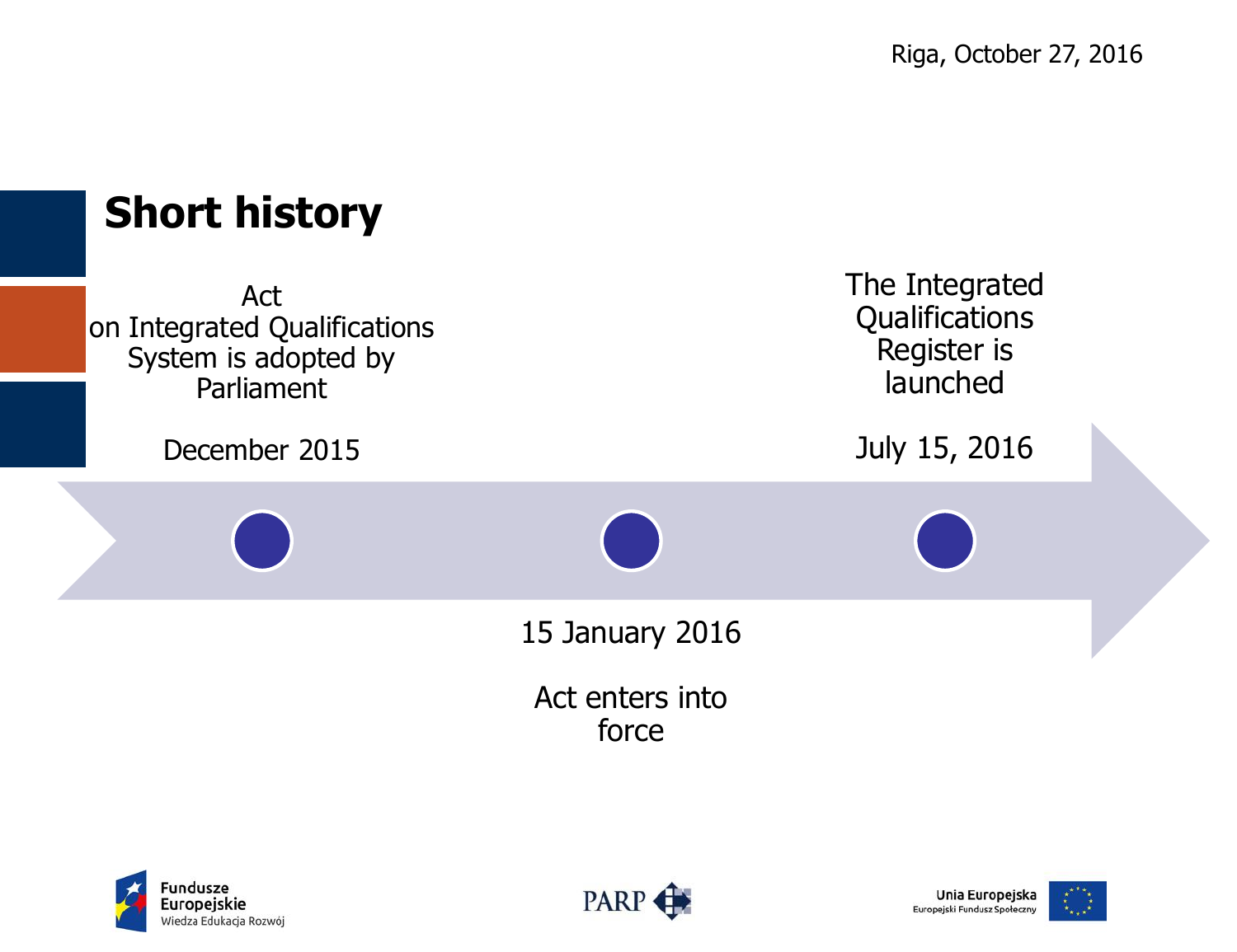Riga, October 27, 2016

# Short history

Act on Integrated Qualifications System is adopted by Parliament

December 2015

15 January 2016

Act enters into force

The Integrated Qualifications Register is launched

July 15, 2016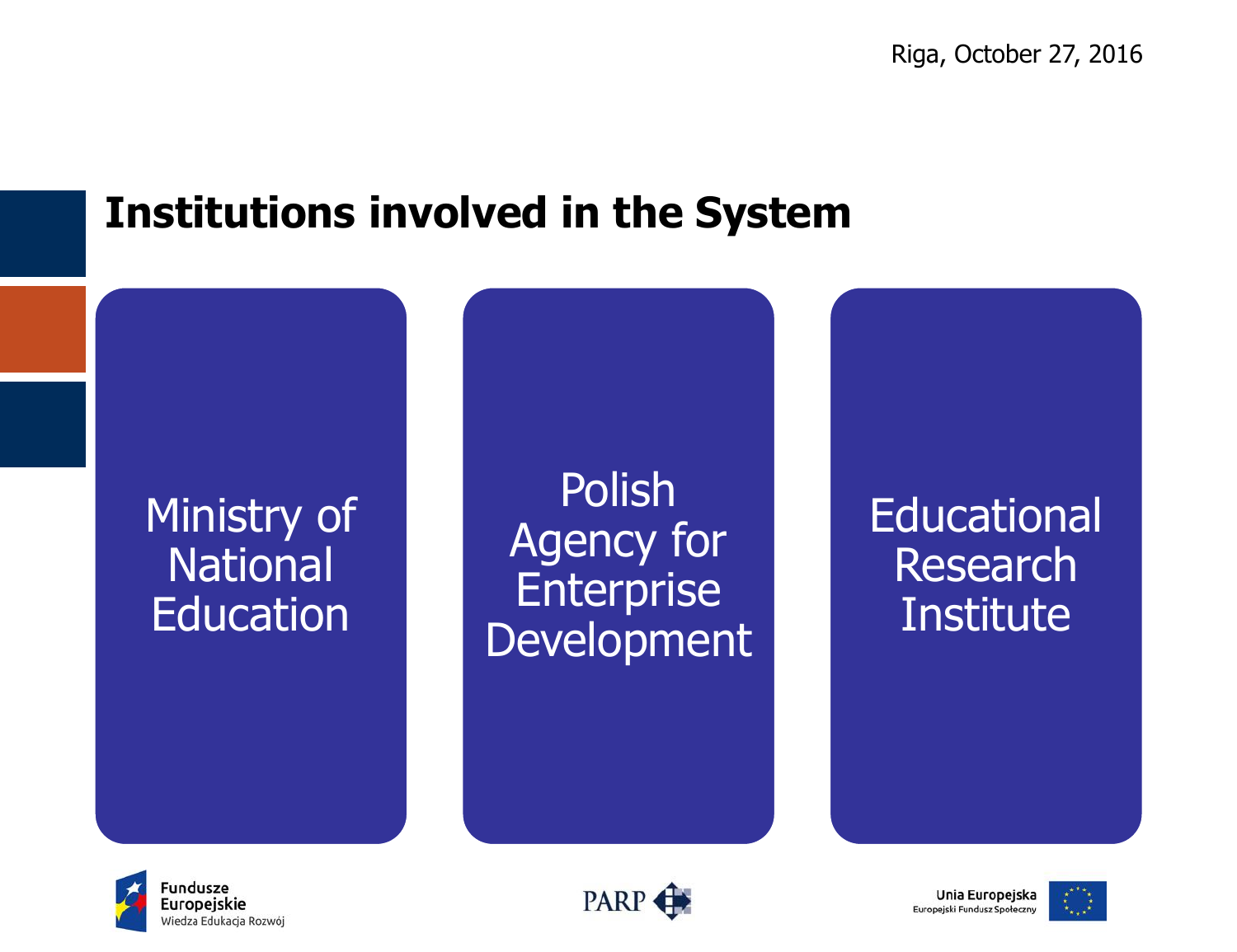Riga, October 27, 2016

# Institutions involved in the System

- Ministry of National Education
- Polish Agency for Enterprise Development
- Educational Research Institute

Fundusze Europejskie
Wiedza Edukacja Rozwój

PARP

Unia Europejska
Europejski Fundusz Społeczny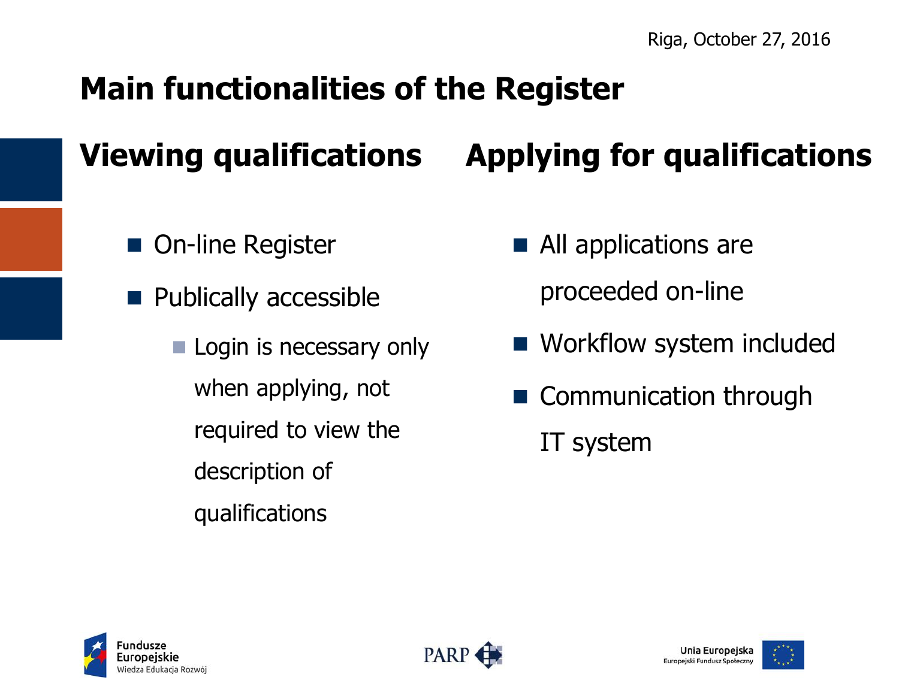# Main functionalities of the Register

## Viewing qualifications

- On-line Register
- Publically accessible
  - Login is necessary only when applying, not required to view the description of qualifications

## Applying for qualifications

- All applications are proceeded on-line
- Workflow system included
- Communication through IT system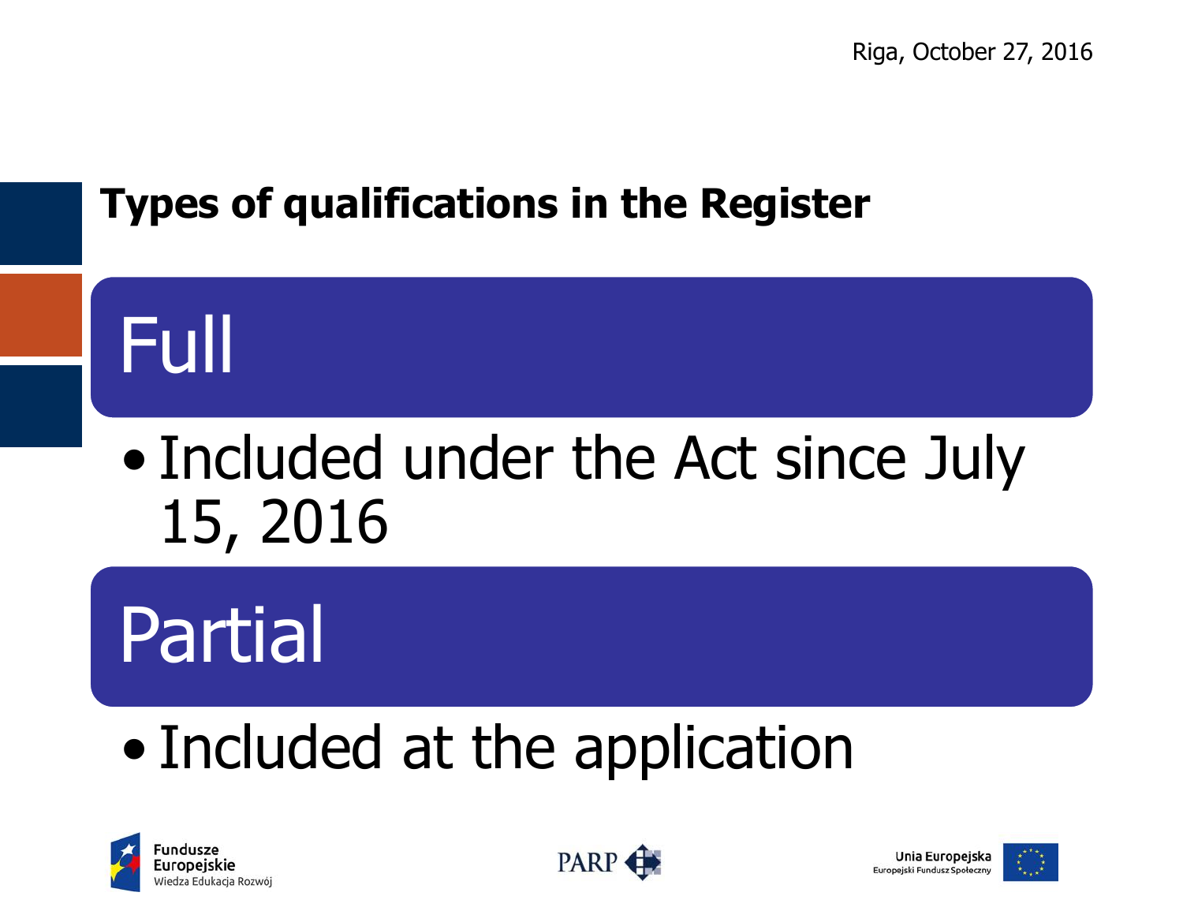Riga, October 27, 2016

## Types of qualifications in the Register

### Full

- Included under the Act since July 15, 2016

### Partial

- Included at the application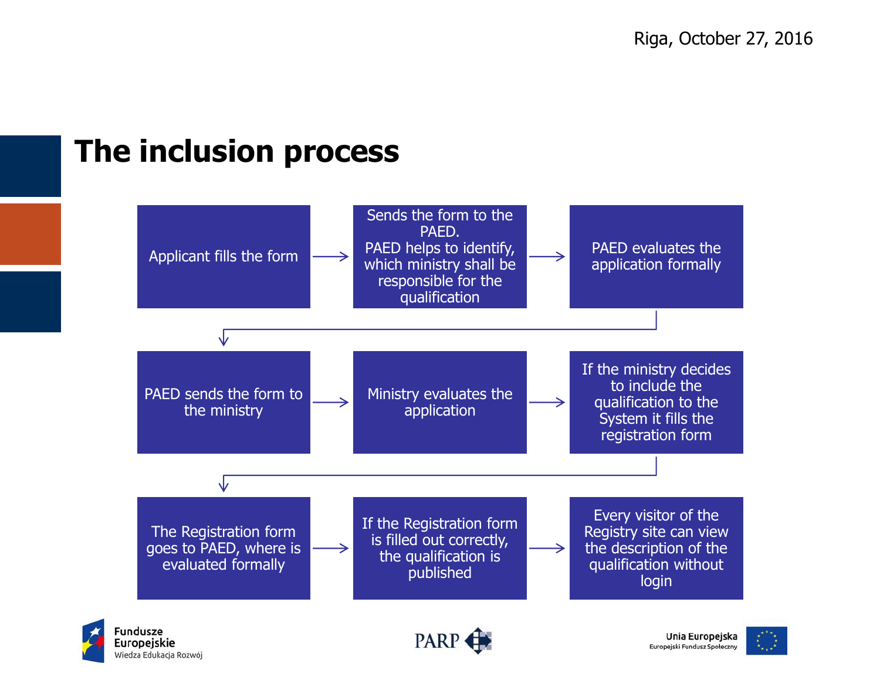# The inclusion process

1. Applicant fills the form
2. Sends the form to the PAED. PAED helps to identify, which ministry shall be responsible for the qualification
3. PAED evaluates the application formally
4. PAED sends the form to the ministry
5. Ministry evaluates the application
6. If the ministry decides to include the qualification to the System it fills the registration form
7. The Registration form goes to PAED, where is evaluated formally
8. If the Registration form is filled out correctly, the qualification is published
9. Every visitor of the Registry site can view the description of the qualification without login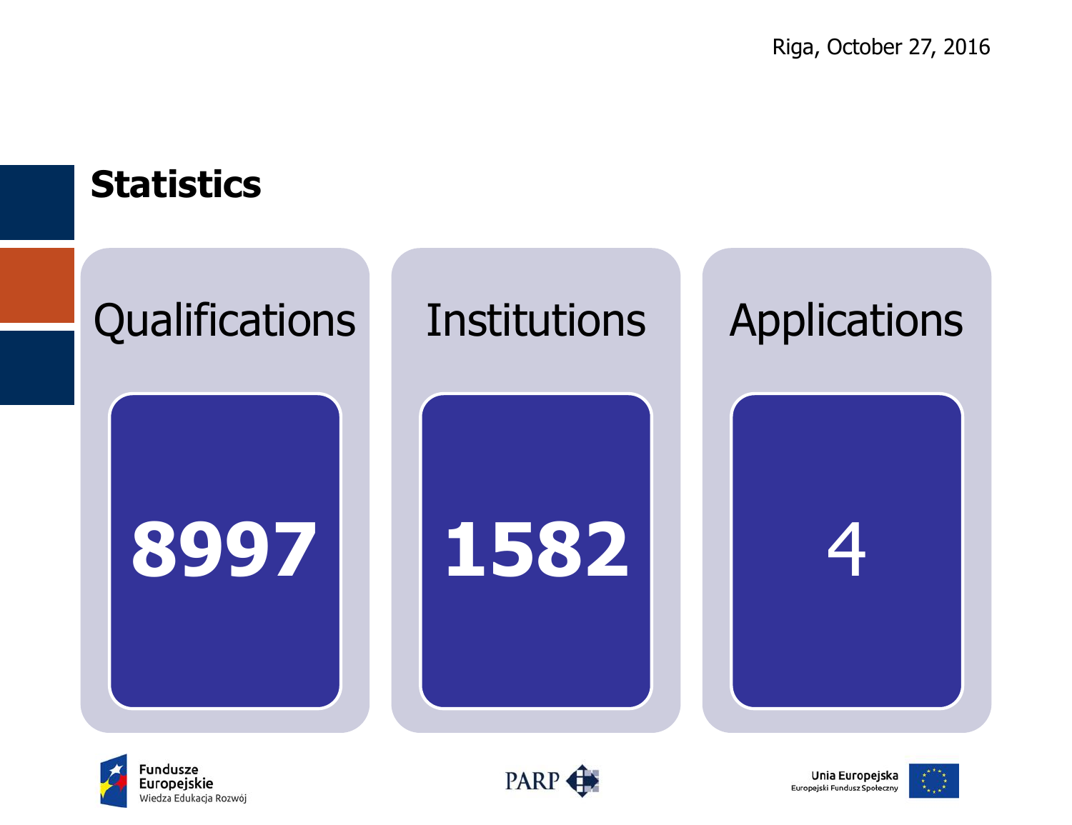Riga, October 27, 2016

# Statistics

| Qualifications | Institutions | Applications |
|---|---|---|
| **8997** | **1582** | 4 |

Fundusze Europejskie
Wiedza Edukacja Rozwój

PARP

Unia Europejska
Europejski Fundusz Społeczny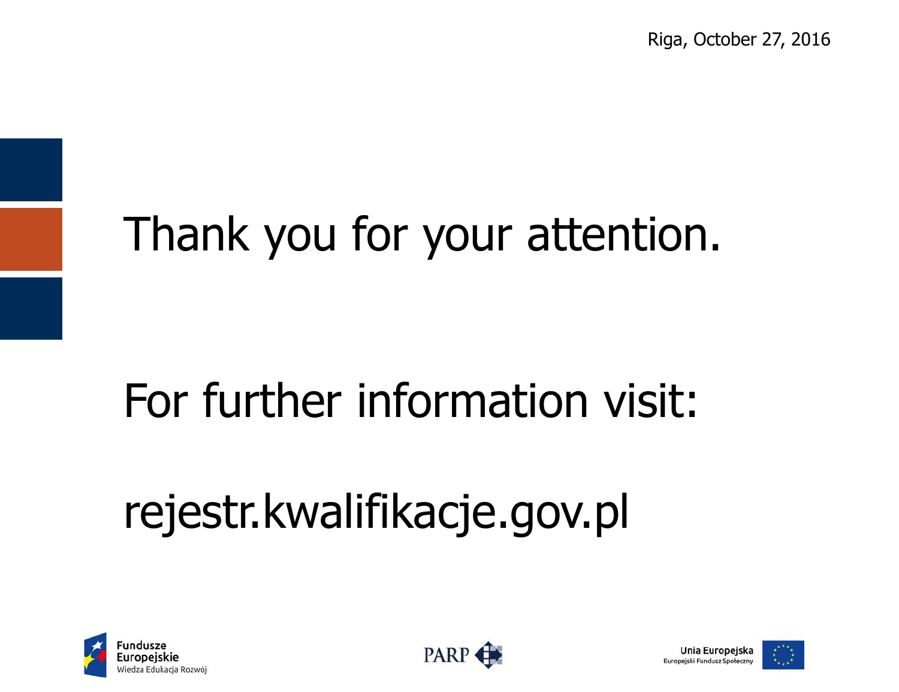Riga, October 27, 2016

# Thank you for your attention.

## For further information visit:

## rejestr.kwalifikacje.gov.pl

Fundusze Europejskie
Wiedza Edukacja Rozwój

PARP

Unia Europejska
Europejski Fundusz Społeczny